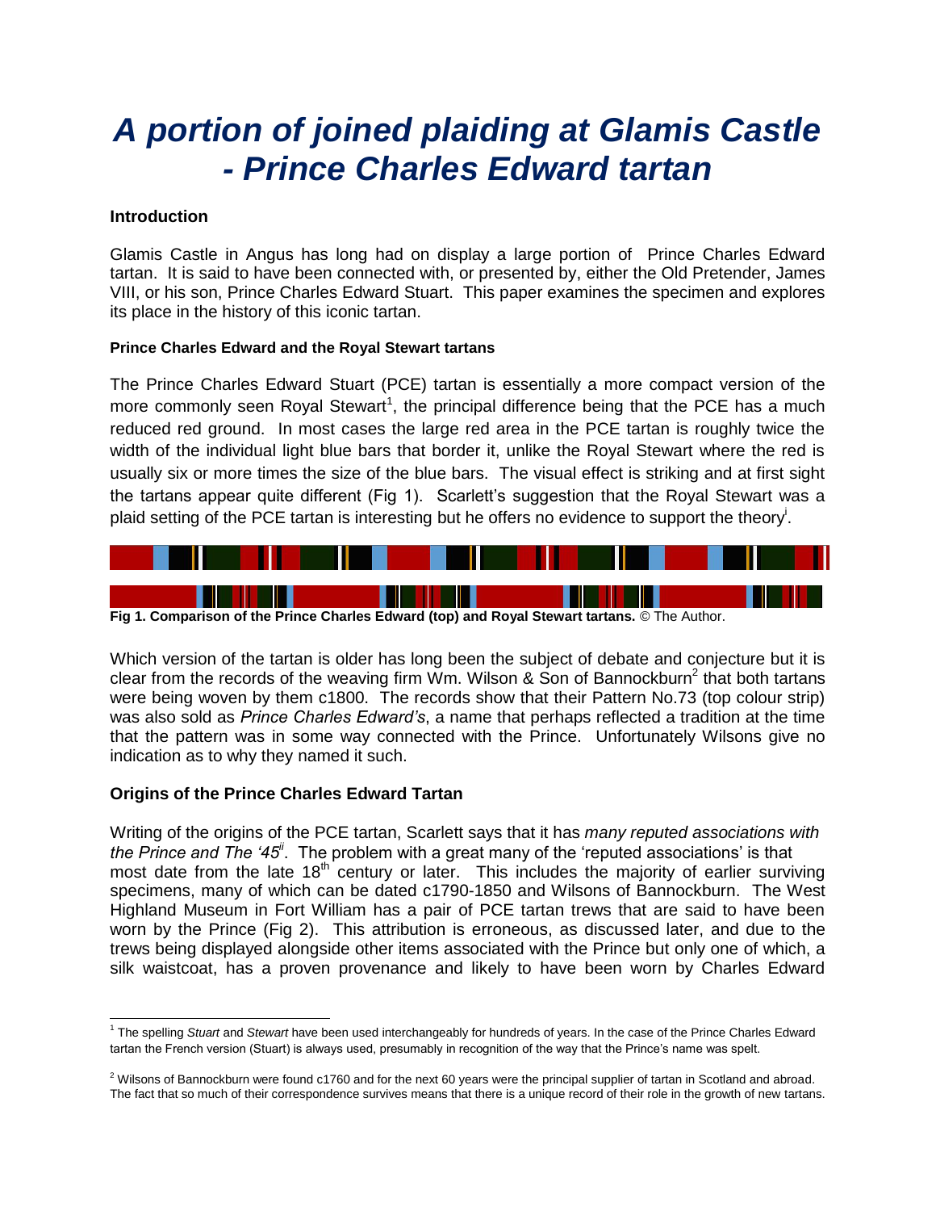# *A portion of joined plaiding at Glamis Castle - Prince Charles Edward tartan*

### Introduction

Glamis Castle in Angus has long had on display a large portion of Prince Charles Edward tartan. It is said to have been connected with, or presented by, either the Old Pretender, James VIII, or his son, Prince Charles Edward Stuart. This paper examines the specimen and explores its place in the history of this iconic tartan.

#### Prince Charles Edward and the Royal Stewart tartans

The Prince Charles Edward Stuart (PCE) tartan is essentially a more compact version of the more commonly seen Royal Stewart[1], the principal difference being that the PCE has a much reduced red ground. In most cases the large red area in the PCE tartan is roughly twice the width of the individual light blue bars that border it, unlike the Royal Stewart where the red is usually six or more times the size of the blue bars. The visual effect is striking and at first sight the tartans appear quite different (Fig 1). Scarlett's suggestion that the Royal Stewart was a plaid setting of the PCE tartan is interesting but he offers no evidence to support the theory[i].

**Fig 1. Comparison of the Prince Charles Edward (top) and Royal Stewart tartans.** © The Author.

Which version of the tartan is older has long been the subject of debate and conjecture but it is clear from the records of the weaving firm Wm. Wilson & Son of Bannockburn[2] that both tartans were being woven by them c1800. The records show that their Pattern No.73 (top colour strip) was also sold as *Prince Charles Edward's*, a name that perhaps reflected a tradition at the time that the pattern was in some way connected with the Prince. Unfortunately Wilsons give no indication as to why they named it such.

### Origins of the Prince Charles Edward Tartan

Writing of the origins of the PCE tartan, Scarlett says that it has *many reputed associations with the Prince and The '45*[ii]. The problem with a great many of the 'reputed associations' is that most date from the late 18th century or later. This includes the majority of earlier surviving specimens, many of which can be dated c1790-1850 and Wilsons of Bannockburn. The West Highland Museum in Fort William has a pair of PCE tartan trews that are said to have been worn by the Prince (Fig 2). This attribution is erroneous, as discussed later, and due to the trews being displayed alongside other items associated with the Prince but only one of which, a silk waistcoat, has a proven provenance and likely to have been worn by Charles Edward

---

[1] The spelling *Stuart* and *Stewart* have been used interchangeably for hundreds of years. In the case of the Prince Charles Edward tartan the French version (Stuart) is always used, presumably in recognition of the way that the Prince's name was spelt.

[2] Wilsons of Bannockburn were found c1760 and for the next 60 years were the principal supplier of tartan in Scotland and abroad. The fact that so much of their correspondence survives means that there is a unique record of their role in the growth of new tartans.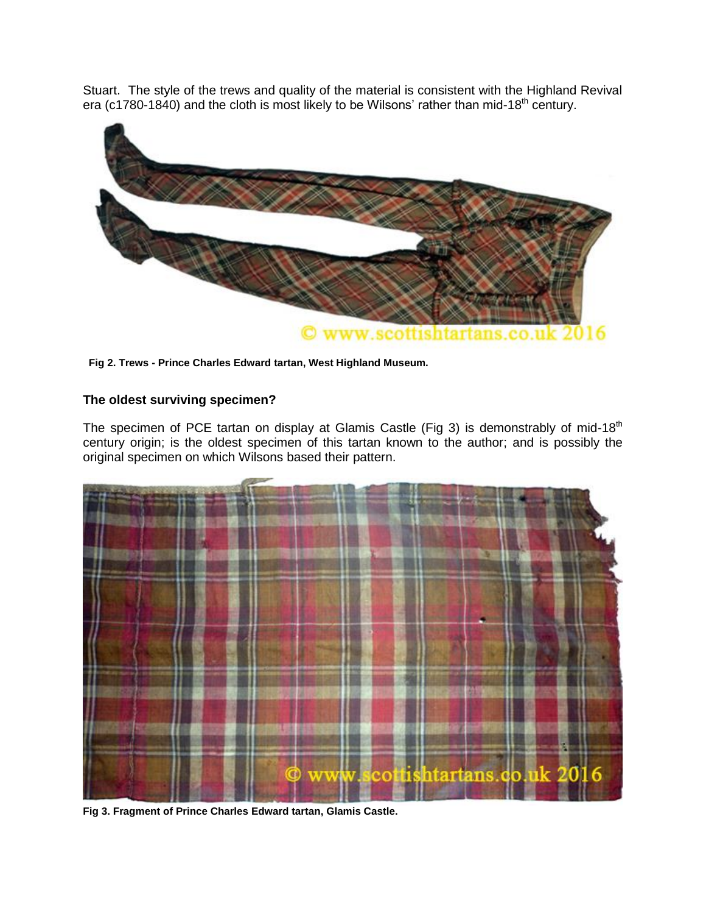Stuart. The style of the trews and quality of the material is consistent with the Highland Revival era (c1780-1840) and the cloth is most likely to be Wilsons' rather than mid-18th century.

**Fig 2. Trews - Prince Charles Edward tartan, West Highland Museum.**

### The oldest surviving specimen?

The specimen of PCE tartan on display at Glamis Castle (Fig 3) is demonstrably of mid-18th century origin; is the oldest specimen of this tartan known to the author; and is possibly the original specimen on which Wilsons based their pattern.

**Fig 3. Fragment of Prince Charles Edward tartan, Glamis Castle.**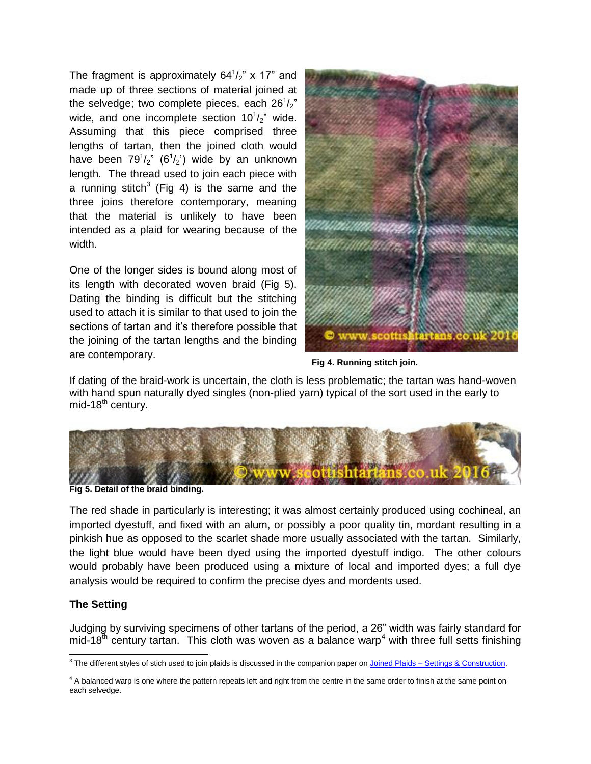The fragment is approximately $64^1/_2$" x 17" and made up of three sections of material joined at the selvedge; two complete pieces, each $26^1/_2$" wide, and one incomplete section $10^1/_2$" wide. Assuming that this piece comprised three lengths of tartan, then the joined cloth would have been $79^1/_2$" ($6^1/_2$') wide by an unknown length. The thread used to join each piece with a running stitch[3] (Fig 4) is the same and the three joins therefore contemporary, meaning that the material is unlikely to have been intended as a plaid for wearing because of the width.

One of the longer sides is bound along most of its length with decorated woven braid (Fig 5). Dating the binding is difficult but the stitching used to attach it is similar to that used to join the sections of tartan and it's therefore possible that the joining of the tartan lengths and the binding are contemporary.

**Fig 4. Running stitch join.**

If dating of the braid-work is uncertain, the cloth is less problematic; the tartan was hand-woven with hand spun naturally dyed singles (non-plied yarn) typical of the sort used in the early to mid-18th century.

**Fig 5. Detail of the braid binding.**

The red shade in particularly is interesting; it was almost certainly produced using cochineal, an imported dyestuff, and fixed with an alum, or possibly a poor quality tin, mordant resulting in a pinkish hue as opposed to the scarlet shade more usually associated with the tartan. Similarly, the light blue would have been dyed using the imported dyestuff indigo. The other colours would probably have been produced using a mixture of local and imported dyes; a full dye analysis would be required to confirm the precise dyes and mordents used.

## The Setting

Judging by surviving specimens of other tartans of the period, a 26" width was fairly standard for mid-18th century tartan. This cloth was woven as a balance warp[4] with three full setts finishing

---

[3] The different styles of stich used to join plaids is discussed in the companion paper on Joined Plaids – Settings & Construction.

[4] A balanced warp is one where the pattern repeats left and right from the centre in the same order to finish at the same point on each selvedge.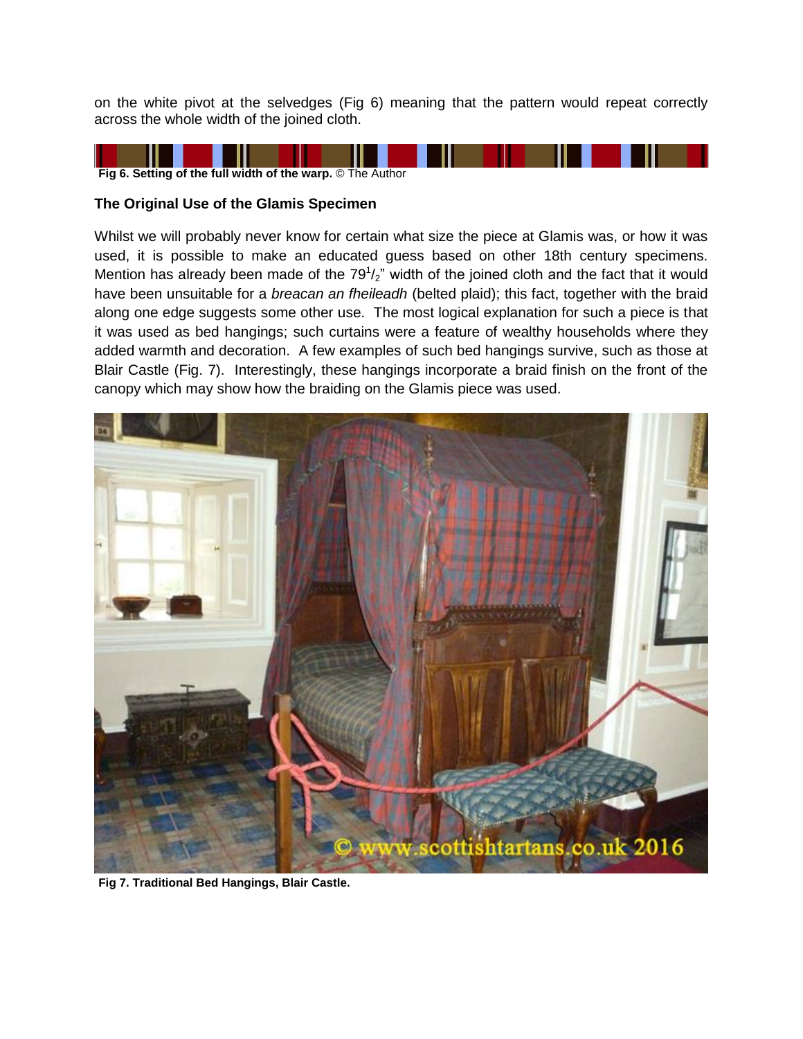on the white pivot at the selvedges (Fig 6) meaning that the pattern would repeat correctly across the whole width of the joined cloth.

**Fig 6. Setting of the full width of the warp.** © The Author

### The Original Use of the Glamis Specimen

Whilst we will probably never know for certain what size the piece at Glamis was, or how it was used, it is possible to make an educated guess based on other 18th century specimens. Mention has already been made of the $79^1/_2$" width of the joined cloth and the fact that it would have been unsuitable for a *breacan an fheileadh* (belted plaid); this fact, together with the braid along one edge suggests some other use. The most logical explanation for such a piece is that it was used as bed hangings; such curtains were a feature of wealthy households where they added warmth and decoration. A few examples of such bed hangings survive, such as those at Blair Castle (Fig. 7). Interestingly, these hangings incorporate a braid finish on the front of the canopy which may show how the braiding on the Glamis piece was used.

**Fig 7. Traditional Bed Hangings, Blair Castle.**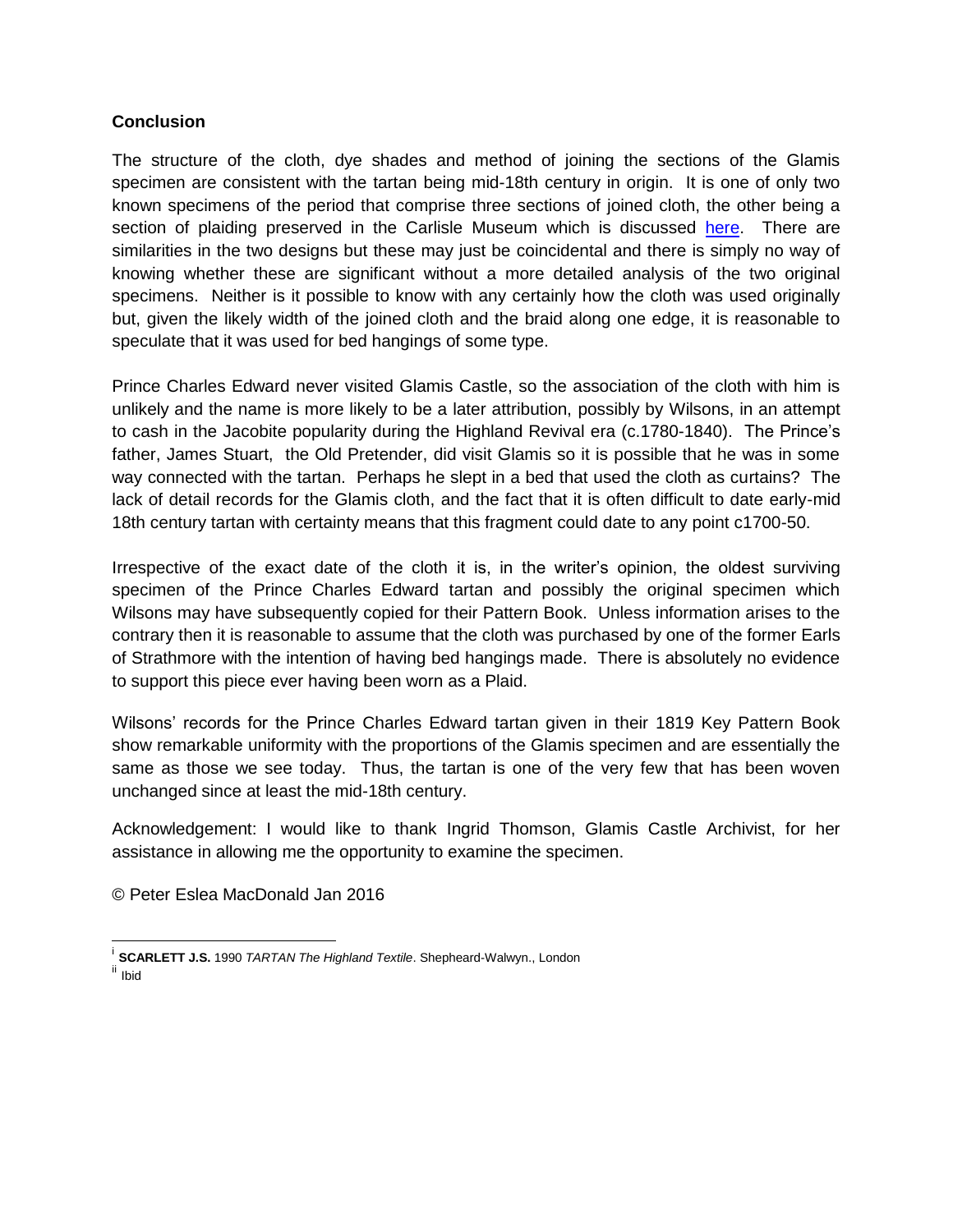**Conclusion**

The structure of the cloth, dye shades and method of joining the sections of the Glamis specimen are consistent with the tartan being mid-18th century in origin. It is one of only two known specimens of the period that comprise three sections of joined cloth, the other being a section of plaiding preserved in the Carlisle Museum which is discussed here. There are similarities in the two designs but these may just be coincidental and there is simply no way of knowing whether these are significant without a more detailed analysis of the two original specimens. Neither is it possible to know with any certainly how the cloth was used originally but, given the likely width of the joined cloth and the braid along one edge, it is reasonable to speculate that it was used for bed hangings of some type.

Prince Charles Edward never visited Glamis Castle, so the association of the cloth with him is unlikely and the name is more likely to be a later attribution, possibly by Wilsons, in an attempt to cash in the Jacobite popularity during the Highland Revival era (c.1780-1840). The Prince's father, James Stuart, the Old Pretender, did visit Glamis so it is possible that he was in some way connected with the tartan. Perhaps he slept in a bed that used the cloth as curtains? The lack of detail records for the Glamis cloth, and the fact that it is often difficult to date early-mid 18th century tartan with certainty means that this fragment could date to any point c1700-50.

Irrespective of the exact date of the cloth it is, in the writer's opinion, the oldest surviving specimen of the Prince Charles Edward tartan and possibly the original specimen which Wilsons may have subsequently copied for their Pattern Book. Unless information arises to the contrary then it is reasonable to assume that the cloth was purchased by one of the former Earls of Strathmore with the intention of having bed hangings made. There is absolutely no evidence to support this piece ever having been worn as a Plaid.

Wilsons' records for the Prince Charles Edward tartan given in their 1819 Key Pattern Book show remarkable uniformity with the proportions of the Glamis specimen and are essentially the same as those we see today. Thus, the tartan is one of the very few that has been woven unchanged since at least the mid-18th century.

Acknowledgement: I would like to thank Ingrid Thomson, Glamis Castle Archivist, for her assistance in allowing me the opportunity to examine the specimen.

© Peter Eslea MacDonald Jan 2016

---

[i] **SCARLETT J.S.** 1990 *TARTAN The Highland Textile*. Shepheard-Walwyn., London

[ii] Ibid